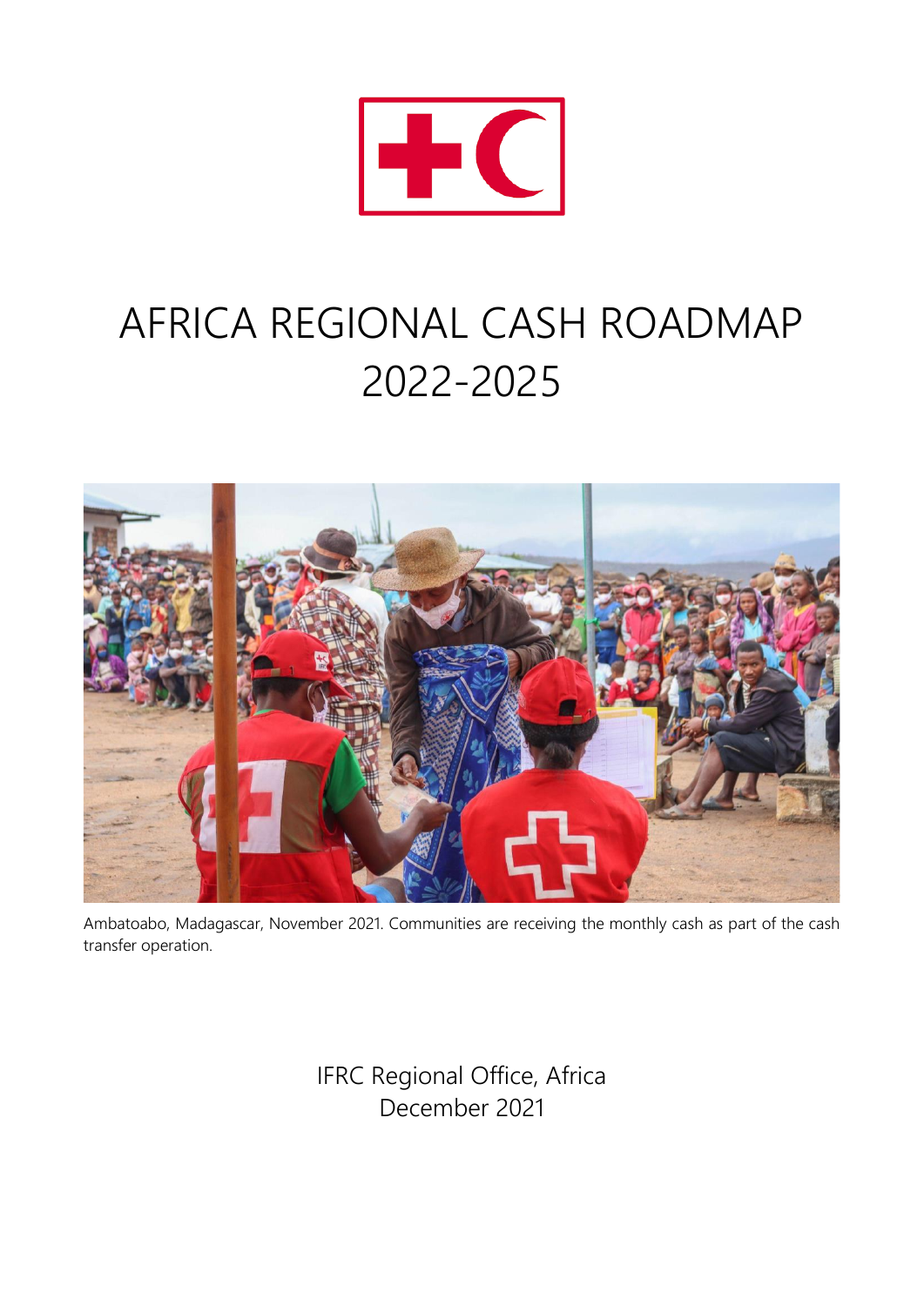# AFRICA REGIONAL CASH ROADMAP 2022-2025

Ambatoabo, Madagascar, November 2021. Communities are receiving the monthly cash as part of the cash transfer operation.

IFRC Regional Office, Africa
December 2021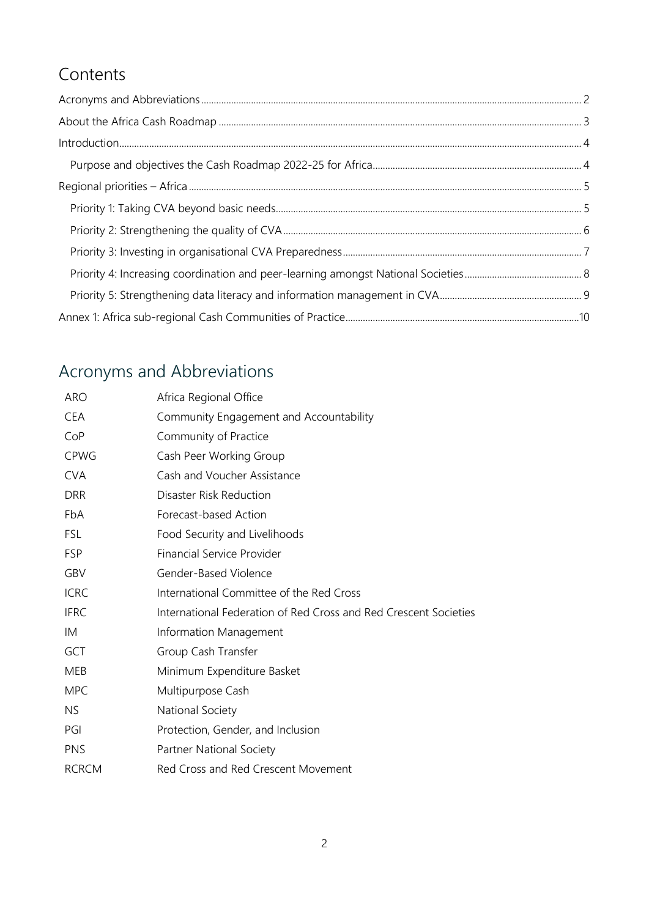## Contents

- Acronyms and Abbreviations ........ 2
- About the Africa Cash Roadmap ........ 3
- Introduction ........ 4
  - Purpose and objectives the Cash Roadmap 2022-25 for Africa ........ 4
- Regional priorities – Africa ........ 5
  - Priority 1: Taking CVA beyond basic needs ........ 5
  - Priority 2: Strengthening the quality of CVA ........ 6
  - Priority 3: Investing in organisational CVA Preparedness ........ 7
  - Priority 4: Increasing coordination and peer-learning amongst National Societies ........ 8
  - Priority 5: Strengthening data literacy and information management in CVA ........ 9
- Annex 1: Africa sub-regional Cash Communities of Practice ........ 10

## Acronyms and Abbreviations

| | |
|---|---|
| ARO | Africa Regional Office |
| CEA | Community Engagement and Accountability |
| CoP | Community of Practice |
| CPWG | Cash Peer Working Group |
| CVA | Cash and Voucher Assistance |
| DRR | Disaster Risk Reduction |
| FbA | Forecast-based Action |
| FSL | Food Security and Livelihoods |
| FSP | Financial Service Provider |
| GBV | Gender-Based Violence |
| ICRC | International Committee of the Red Cross |
| IFRC | International Federation of Red Cross and Red Crescent Societies |
| IM | Information Management |
| GCT | Group Cash Transfer |
| MEB | Minimum Expenditure Basket |
| MPC | Multipurpose Cash |
| NS | National Society |
| PGI | Protection, Gender, and Inclusion |
| PNS | Partner National Society |
| RCRCM | Red Cross and Red Crescent Movement |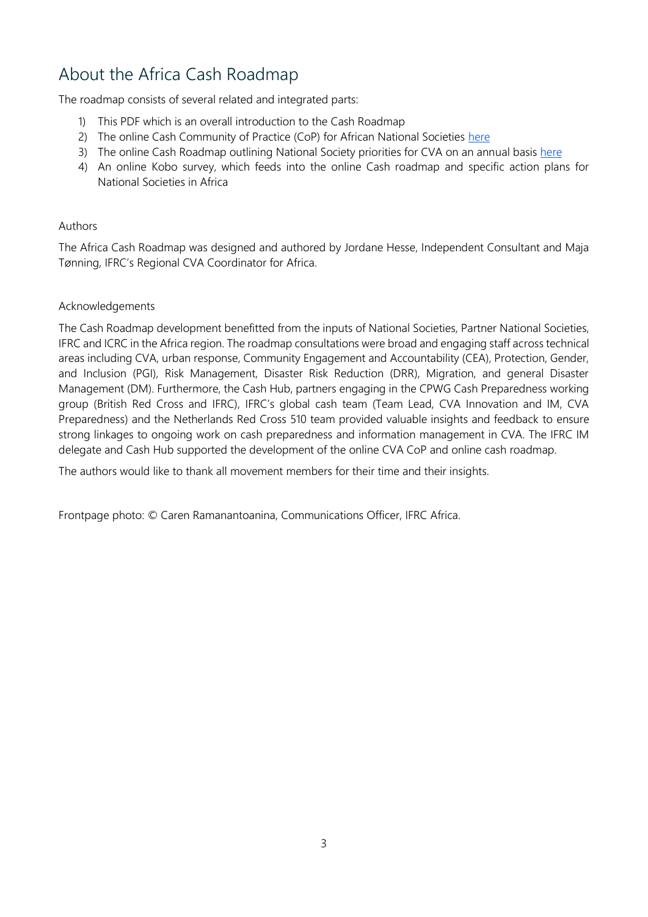# About the Africa Cash Roadmap

The roadmap consists of several related and integrated parts:

1) This PDF which is an overall introduction to the Cash Roadmap
2) The online Cash Community of Practice (CoP) for African National Societies here
3) The online Cash Roadmap outlining National Society priorities for CVA on an annual basis here
4) An online Kobo survey, which feeds into the online Cash roadmap and specific action plans for National Societies in Africa

## Authors

The Africa Cash Roadmap was designed and authored by Jordane Hesse, Independent Consultant and Maja Tønning, IFRC's Regional CVA Coordinator for Africa.

## Acknowledgements

The Cash Roadmap development benefitted from the inputs of National Societies, Partner National Societies, IFRC and ICRC in the Africa region. The roadmap consultations were broad and engaging staff across technical areas including CVA, urban response, Community Engagement and Accountability (CEA), Protection, Gender, and Inclusion (PGI), Risk Management, Disaster Risk Reduction (DRR), Migration, and general Disaster Management (DM). Furthermore, the Cash Hub, partners engaging in the CPWG Cash Preparedness working group (British Red Cross and IFRC), IFRC's global cash team (Team Lead, CVA Innovation and IM, CVA Preparedness) and the Netherlands Red Cross 510 team provided valuable insights and feedback to ensure strong linkages to ongoing work on cash preparedness and information management in CVA. The IFRC IM delegate and Cash Hub supported the development of the online CVA CoP and online cash roadmap.

The authors would like to thank all movement members for their time and their insights.

Frontpage photo: © Caren Ramanantoanina, Communications Officer, IFRC Africa.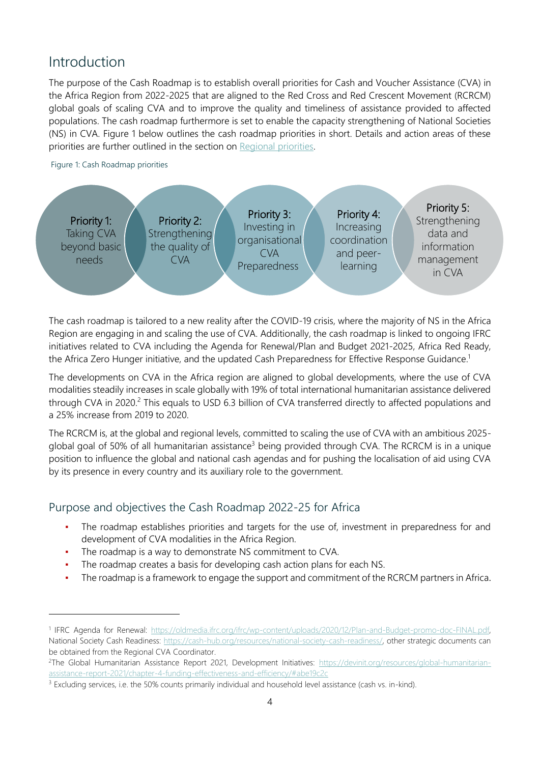## Introduction

The purpose of the Cash Roadmap is to establish overall priorities for Cash and Voucher Assistance (CVA) in the Africa Region from 2022-2025 that are aligned to the Red Cross and Red Crescent Movement (RCRCM) global goals of scaling CVA and to improve the quality and timeliness of assistance provided to affected populations. The cash roadmap furthermore is set to enable the capacity strengthening of National Societies (NS) in CVA. Figure 1 below outlines the cash roadmap priorities in short. Details and action areas of these priorities are further outlined in the section on Regional priorities.

Figure 1: Cash Roadmap priorities

- **Priority 1:** Taking CVA beyond basic needs
- **Priority 2:** Strengthening the quality of CVA
- **Priority 3:** Investing in organisational CVA Preparedness
- **Priority 4:** Increasing coordination and peer-learning
- **Priority 5:** Strengthening data and information management in CVA

The cash roadmap is tailored to a new reality after the COVID-19 crisis, where the majority of NS in the Africa Region are engaging in and scaling the use of CVA. Additionally, the cash roadmap is linked to ongoing IFRC initiatives related to CVA including the Agenda for Renewal/Plan and Budget 2021-2025, Africa Red Ready, the Africa Zero Hunger initiative, and the updated Cash Preparedness for Effective Response Guidance.[1]

The developments on CVA in the Africa region are aligned to global developments, where the use of CVA modalities steadily increases in scale globally with 19% of total international humanitarian assistance delivered through CVA in 2020.[2] This equals to USD 6.3 billion of CVA transferred directly to affected populations and a 25% increase from 2019 to 2020.

The RCRCM is, at the global and regional levels, committed to scaling the use of CVA with an ambitious 2025-global goal of 50% of all humanitarian assistance[3] being provided through CVA. The RCRCM is in a unique position to influence the global and national cash agendas and for pushing the localisation of aid using CVA by its presence in every country and its auxiliary role to the government.

### Purpose and objectives the Cash Roadmap 2022-25 for Africa

- The roadmap establishes priorities and targets for the use of, investment in preparedness for and development of CVA modalities in the Africa Region.
- The roadmap is a way to demonstrate NS commitment to CVA.
- The roadmap creates a basis for developing cash action plans for each NS.
- The roadmap is a framework to engage the support and commitment of the RCRCM partners in Africa.

---

[1] IFRC Agenda for Renewal: https://oldmedia.ifrc.org/ifrc/wp-content/uploads/2020/12/Plan-and-Budget-promo-doc-FINAL.pdf, National Society Cash Readiness: https://cash-hub.org/resources/national-society-cash-readiness/, other strategic documents can be obtained from the Regional CVA Coordinator.

[2] The Global Humanitarian Assistance Report 2021, Development Initiatives: https://devinit.org/resources/global-humanitarian-assistance-report-2021/chapter-4-funding-effectiveness-and-efficiency/#abe19c2c

[3] Excluding services, i.e. the 50% counts primarily individual and household level assistance (cash vs. in-kind).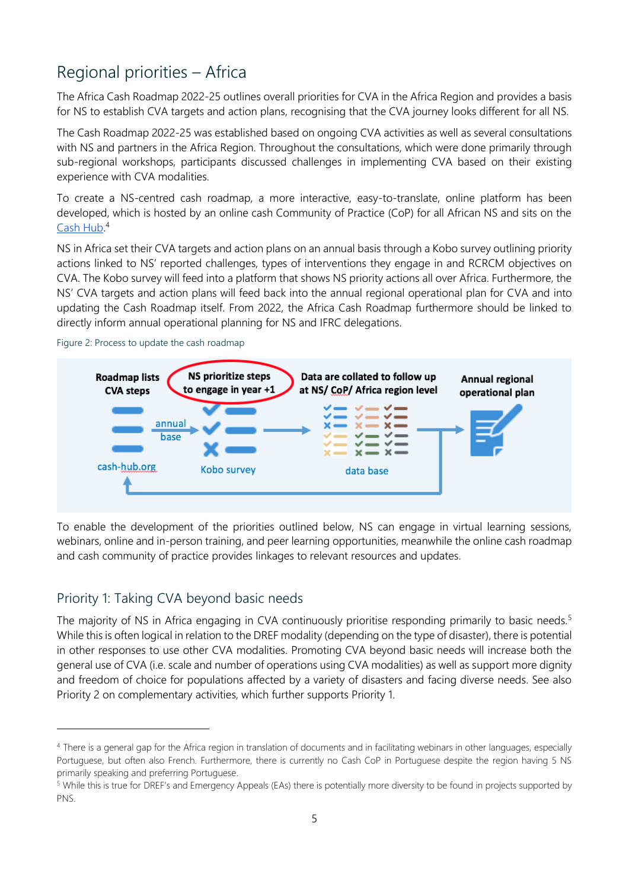## Regional priorities – Africa

The Africa Cash Roadmap 2022-25 outlines overall priorities for CVA in the Africa Region and provides a basis for NS to establish CVA targets and action plans, recognising that the CVA journey looks different for all NS.

The Cash Roadmap 2022-25 was established based on ongoing CVA activities as well as several consultations with NS and partners in the Africa Region. Throughout the consultations, which were done primarily through sub-regional workshops, participants discussed challenges in implementing CVA based on their existing experience with CVA modalities.

To create a NS-centred cash roadmap, a more interactive, easy-to-translate, online platform has been developed, which is hosted by an online cash Community of Practice (CoP) for all African NS and sits on the Cash Hub.[4]

NS in Africa set their CVA targets and action plans on an annual basis through a Kobo survey outlining priority actions linked to NS' reported challenges, types of interventions they engage in and RCRCM objectives on CVA. The Kobo survey will feed into a platform that shows NS priority actions all over Africa. Furthermore, the NS' CVA targets and action plans will feed back into the annual regional operational plan for CVA and into updating the Cash Roadmap itself. From 2022, the Africa Cash Roadmap furthermore should be linked to directly inform annual operational planning for NS and IFRC delegations.

Figure 2: Process to update the cash roadmap

Roadmap lists CVA steps → (annual base) → NS prioritize steps to engage in year +1 → Data are collated to follow up at NS/ CoP/ Africa region level → Annual regional operational plan

cash-hub.org | Kobo survey | data base

To enable the development of the priorities outlined below, NS can engage in virtual learning sessions, webinars, online and in-person training, and peer learning opportunities, meanwhile the online cash roadmap and cash community of practice provides linkages to relevant resources and updates.

### Priority 1: Taking CVA beyond basic needs

The majority of NS in Africa engaging in CVA continuously prioritise responding primarily to basic needs.[5] While this is often logical in relation to the DREF modality (depending on the type of disaster), there is potential in other responses to use other CVA modalities. Promoting CVA beyond basic needs will increase both the general use of CVA (i.e. scale and number of operations using CVA modalities) as well as support more dignity and freedom of choice for populations affected by a variety of disasters and facing diverse needs. See also Priority 2 on complementary activities, which further supports Priority 1.

---

[4] There is a general gap for the Africa region in translation of documents and in facilitating webinars in other languages, especially Portuguese, but often also French. Furthermore, there is currently no Cash CoP in Portuguese despite the region having 5 NS primarily speaking and preferring Portuguese.

[5] While this is true for DREF's and Emergency Appeals (EAs) there is potentially more diversity to be found in projects supported by PNS.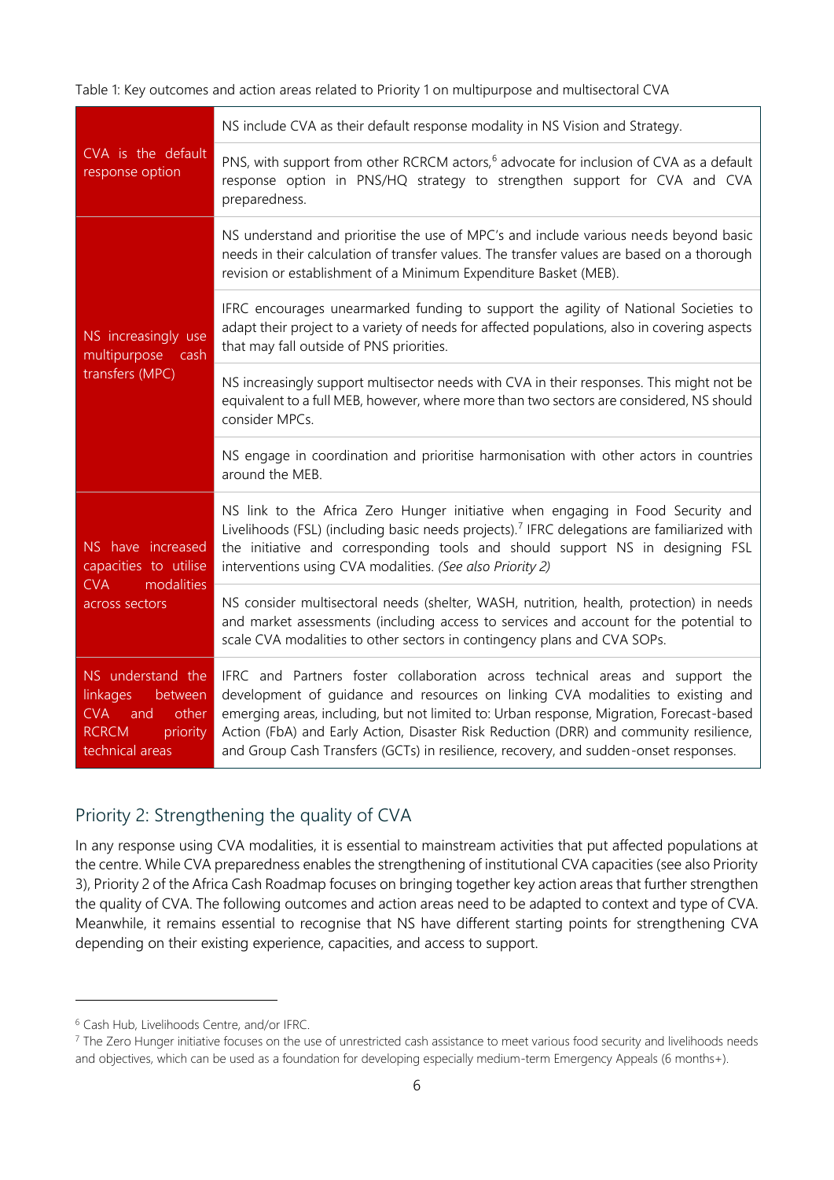Table 1: Key outcomes and action areas related to Priority 1 on multipurpose and multisectoral CVA

| | |
|---|---|
| CVA is the default response option | NS include CVA as their default response modality in NS Vision and Strategy. |
| | PNS, with support from other RCRCM actors,[6] advocate for inclusion of CVA as a default response option in PNS/HQ strategy to strengthen support for CVA and CVA preparedness. |
| NS increasingly use multipurpose cash transfers (MPC) | NS understand and prioritise the use of MPC's and include various needs beyond basic needs in their calculation of transfer values. The transfer values are based on a thorough revision or establishment of a Minimum Expenditure Basket (MEB). |
| | IFRC encourages unearmarked funding to support the agility of National Societies to adapt their project to a variety of needs for affected populations, also in covering aspects that may fall outside of PNS priorities. |
| | NS increasingly support multisector needs with CVA in their responses. This might not be equivalent to a full MEB, however, where more than two sectors are considered, NS should consider MPCs. |
| | NS engage in coordination and prioritise harmonisation with other actors in countries around the MEB. |
| NS have increased capacities to utilise CVA modalities across sectors | NS link to the Africa Zero Hunger initiative when engaging in Food Security and Livelihoods (FSL) (including basic needs projects).[7] IFRC delegations are familiarized with the initiative and corresponding tools and should support NS in designing FSL interventions using CVA modalities. *(See also Priority 2)* |
| | NS consider multisectoral needs (shelter, WASH, nutrition, health, protection) in needs and market assessments (including access to services and account for the potential to scale CVA modalities to other sectors in contingency plans and CVA SOPs. |
| NS understand the linkages between CVA and other RCRCM priority technical areas | IFRC and Partners foster collaboration across technical areas and support the development of guidance and resources on linking CVA modalities to existing and emerging areas, including, but not limited to: Urban response, Migration, Forecast-based Action (FbA) and Early Action, Disaster Risk Reduction (DRR) and community resilience, and Group Cash Transfers (GCTs) in resilience, recovery, and sudden-onset responses. |

## Priority 2: Strengthening the quality of CVA

In any response using CVA modalities, it is essential to mainstream activities that put affected populations at the centre. While CVA preparedness enables the strengthening of institutional CVA capacities (see also Priority 3), Priority 2 of the Africa Cash Roadmap focuses on bringing together key action areas that further strengthen the quality of CVA. The following outcomes and action areas need to be adapted to context and type of CVA. Meanwhile, it remains essential to recognise that NS have different starting points for strengthening CVA depending on their existing experience, capacities, and access to support.

---

[6] Cash Hub, Livelihoods Centre, and/or IFRC.

[7] The Zero Hunger initiative focuses on the use of unrestricted cash assistance to meet various food security and livelihoods needs and objectives, which can be used as a foundation for developing especially medium-term Emergency Appeals (6 months+).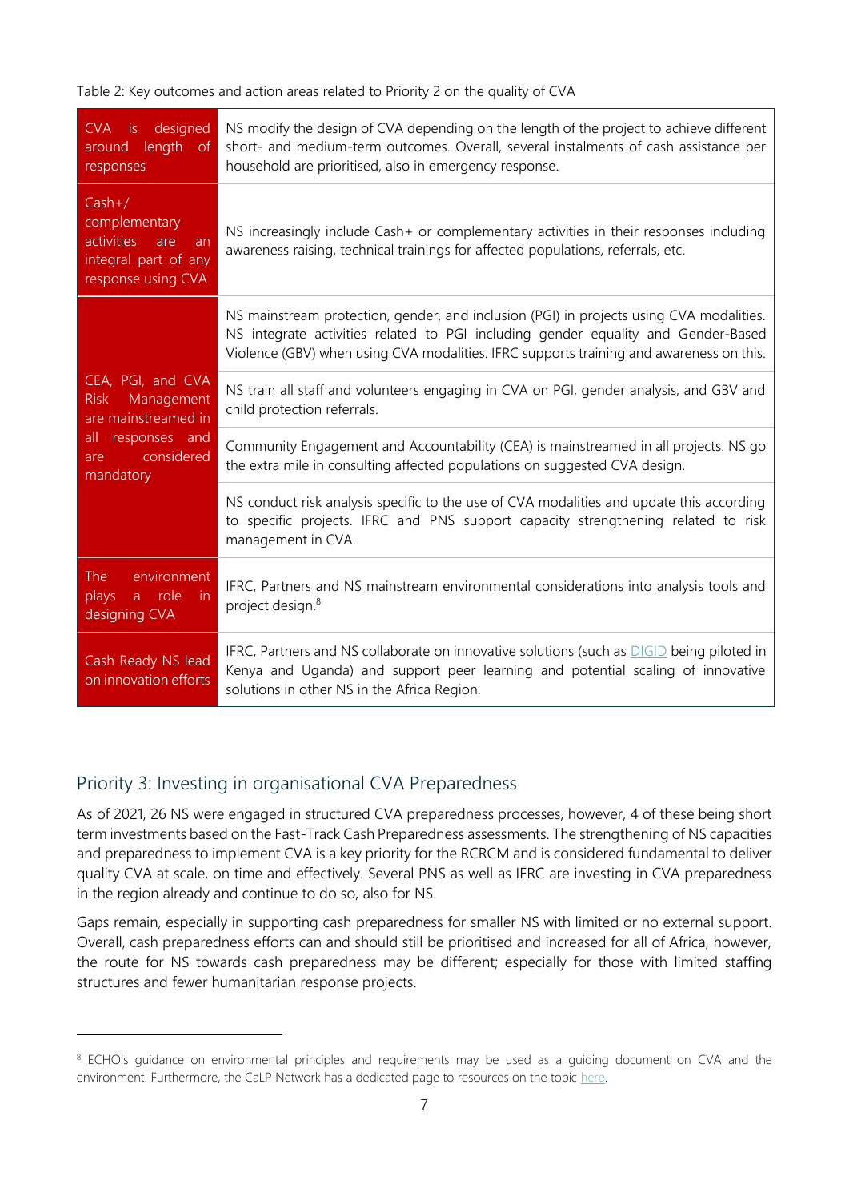Table 2: Key outcomes and action areas related to Priority 2 on the quality of CVA

| | |
|---|---|
| CVA is designed around length of responses | NS modify the design of CVA depending on the length of the project to achieve different short- and medium-term outcomes. Overall, several instalments of cash assistance per household are prioritised, also in emergency response. |
| Cash+/ complementary activities are an integral part of any response using CVA | NS increasingly include Cash+ or complementary activities in their responses including awareness raising, technical trainings for affected populations, referrals, etc. |
| CEA, PGI, and CVA Risk Management are mainstreamed in all responses and are considered mandatory | NS mainstream protection, gender, and inclusion (PGI) in projects using CVA modalities. NS integrate activities related to PGI including gender equality and Gender-Based Violence (GBV) when using CVA modalities. IFRC supports training and awareness on this. |
| | NS train all staff and volunteers engaging in CVA on PGI, gender analysis, and GBV and child protection referrals. |
| | Community Engagement and Accountability (CEA) is mainstreamed in all projects. NS go the extra mile in consulting affected populations on suggested CVA design. |
| | NS conduct risk analysis specific to the use of CVA modalities and update this according to specific projects. IFRC and PNS support capacity strengthening related to risk management in CVA. |
| The environment plays a role in designing CVA | IFRC, Partners and NS mainstream environmental considerations into analysis tools and project design.[8] |
| Cash Ready NS lead on innovation efforts | IFRC, Partners and NS collaborate on innovative solutions (such as DIGID being piloted in Kenya and Uganda) and support peer learning and potential scaling of innovative solutions in other NS in the Africa Region. |

## Priority 3: Investing in organisational CVA Preparedness

As of 2021, 26 NS were engaged in structured CVA preparedness processes, however, 4 of these being short term investments based on the Fast-Track Cash Preparedness assessments. The strengthening of NS capacities and preparedness to implement CVA is a key priority for the RCRCM and is considered fundamental to deliver quality CVA at scale, on time and effectively. Several PNS as well as IFRC are investing in CVA preparedness in the region already and continue to do so, also for NS.

Gaps remain, especially in supporting cash preparedness for smaller NS with limited or no external support. Overall, cash preparedness efforts can and should still be prioritised and increased for all of Africa, however, the route for NS towards cash preparedness may be different; especially for those with limited staffing structures and fewer humanitarian response projects.

---

[8] ECHO's guidance on environmental principles and requirements may be used as a guiding document on CVA and the environment. Furthermore, the CaLP Network has a dedicated page to resources on the topic here.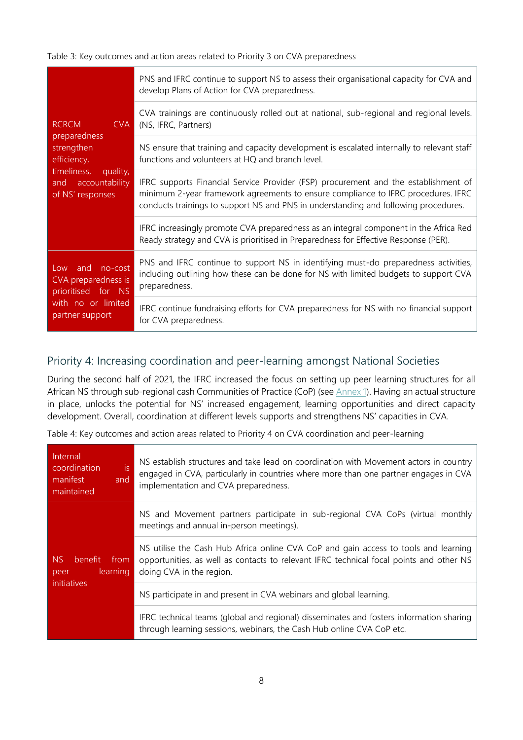Table 3: Key outcomes and action areas related to Priority 3 on CVA preparedness

| | |
|---|---|
| RCRCM CVA preparedness strengthen efficiency, timeliness, quality, and accountability of NS' responses | PNS and IFRC continue to support NS to assess their organisational capacity for CVA and develop Plans of Action for CVA preparedness. |
| | CVA trainings are continuously rolled out at national, sub-regional and regional levels. (NS, IFRC, Partners) |
| | NS ensure that training and capacity development is escalated internally to relevant staff functions and volunteers at HQ and branch level. |
| | IFRC supports Financial Service Provider (FSP) procurement and the establishment of minimum 2-year framework agreements to ensure compliance to IFRC procedures. IFRC conducts trainings to support NS and PNS in understanding and following procedures. |
| | IFRC increasingly promote CVA preparedness as an integral component in the Africa Red Ready strategy and CVA is prioritised in Preparedness for Effective Response (PER). |
| Low and no-cost CVA preparedness is prioritised for NS with no or limited partner support | PNS and IFRC continue to support NS in identifying must-do preparedness activities, including outlining how these can be done for NS with limited budgets to support CVA preparedness. |
| | IFRC continue fundraising efforts for CVA preparedness for NS with no financial support for CVA preparedness. |

## Priority 4: Increasing coordination and peer-learning amongst National Societies

During the second half of 2021, the IFRC increased the focus on setting up peer learning structures for all African NS through sub-regional cash Communities of Practice (CoP) (see Annex 1). Having an actual structure in place, unlocks the potential for NS' increased engagement, learning opportunities and direct capacity development. Overall, coordination at different levels supports and strengthens NS' capacities in CVA.

Table 4: Key outcomes and action areas related to Priority 4 on CVA coordination and peer-learning

| | |
|---|---|
| Internal coordination is manifest and maintained | NS establish structures and take lead on coordination with Movement actors in country engaged in CVA, particularly in countries where more than one partner engages in CVA implementation and CVA preparedness. |
| NS benefit from peer learning initiatives | NS and Movement partners participate in sub-regional CVA CoPs (virtual monthly meetings and annual in-person meetings). |
| | NS utilise the Cash Hub Africa online CVA CoP and gain access to tools and learning opportunities, as well as contacts to relevant IFRC technical focal points and other NS doing CVA in the region. |
| | NS participate in and present in CVA webinars and global learning. |
| | IFRC technical teams (global and regional) disseminates and fosters information sharing through learning sessions, webinars, the Cash Hub online CVA CoP etc. |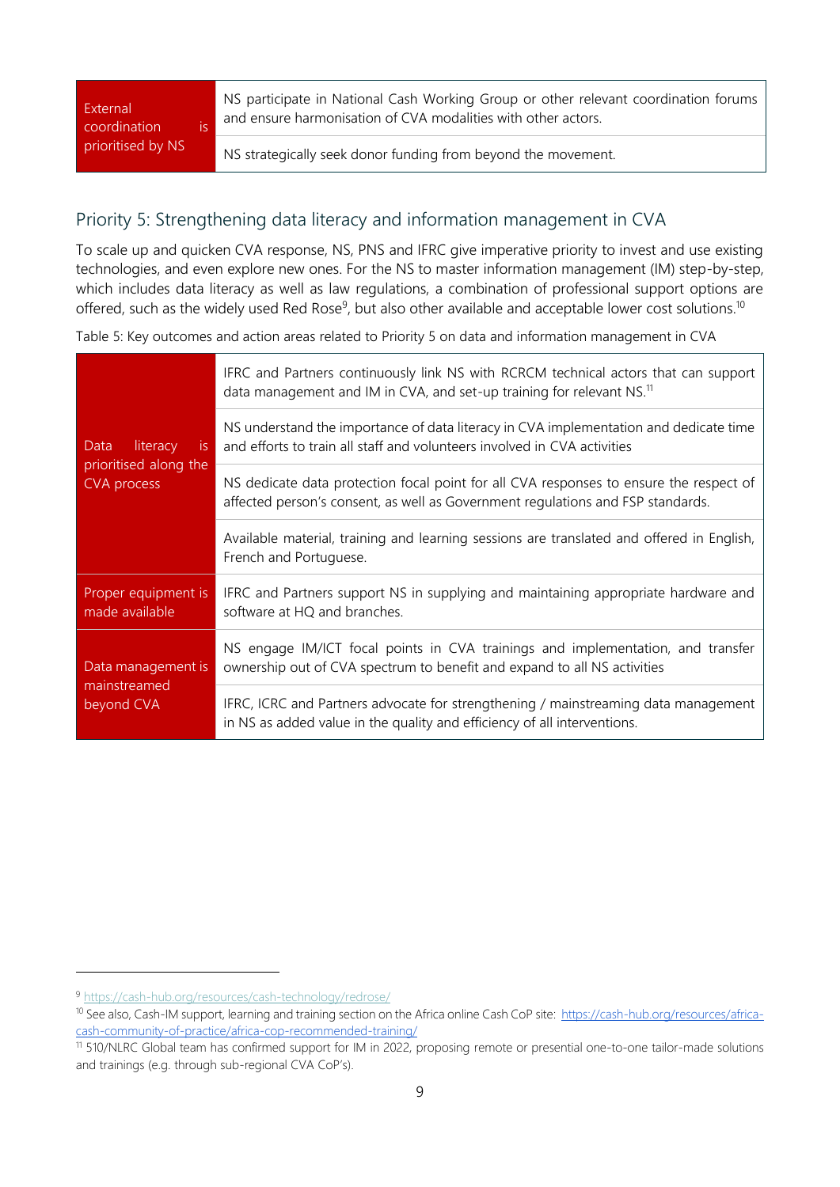| External coordination is prioritised by NS | NS participate in National Cash Working Group or other relevant coordination forums and ensure harmonisation of CVA modalities with other actors. |
|---|---|
| | NS strategically seek donor funding from beyond the movement. |

## Priority 5: Strengthening data literacy and information management in CVA

To scale up and quicken CVA response, NS, PNS and IFRC give imperative priority to invest and use existing technologies, and even explore new ones. For the NS to master information management (IM) step-by-step, which includes data literacy as well as law regulations, a combination of professional support options are offered, such as the widely used Red Rose[9], but also other available and acceptable lower cost solutions.[10]

Table 5: Key outcomes and action areas related to Priority 5 on data and information management in CVA

| Data literacy is prioritised along the CVA process | IFRC and Partners continuously link NS with RCRCM technical actors that can support data management and IM in CVA, and set-up training for relevant NS.[11] |
|---|---|
| | NS understand the importance of data literacy in CVA implementation and dedicate time and efforts to train all staff and volunteers involved in CVA activities |
| | NS dedicate data protection focal point for all CVA responses to ensure the respect of affected person's consent, as well as Government regulations and FSP standards. |
| | Available material, training and learning sessions are translated and offered in English, French and Portuguese. |
| Proper equipment is made available | IFRC and Partners support NS in supplying and maintaining appropriate hardware and software at HQ and branches. |
| Data management is mainstreamed beyond CVA | NS engage IM/ICT focal points in CVA trainings and implementation, and transfer ownership out of CVA spectrum to benefit and expand to all NS activities |
| | IFRC, ICRC and Partners advocate for strengthening / mainstreaming data management in NS as added value in the quality and efficiency of all interventions. |

[9] https://cash-hub.org/resources/cash-technology/redrose/

[10] See also, Cash-IM support, learning and training section on the Africa online Cash CoP site: https://cash-hub.org/resources/africa-cash-community-of-practice/africa-cop-recommended-training/

[11] 510/NLRC Global team has confirmed support for IM in 2022, proposing remote or presential one-to-one tailor-made solutions and trainings (e.g. through sub-regional CVA CoP's).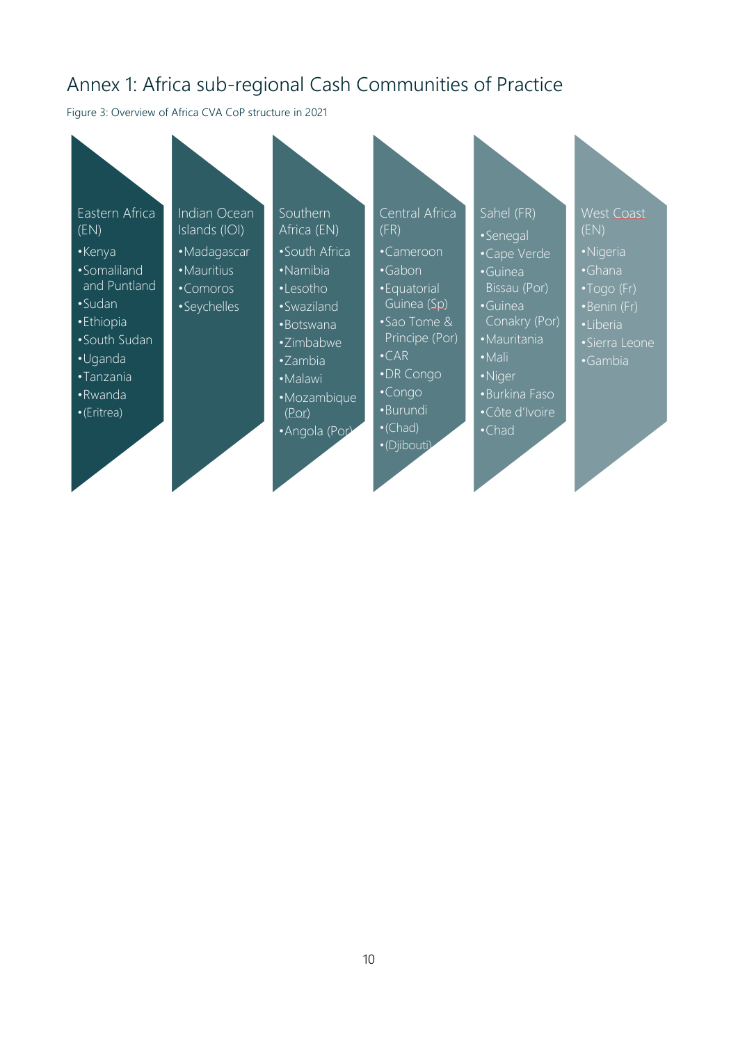# Annex 1: Africa sub-regional Cash Communities of Practice

Figure 3: Overview of Africa CVA CoP structure in 2021

**Eastern Africa (EN)**
- Kenya
- Somaliland and Puntland
- Sudan
- Ethiopia
- South Sudan
- Uganda
- Tanzania
- Rwanda
- (Eritrea)

**Indian Ocean Islands (IOI)**
- Madagascar
- Mauritius
- Comoros
- Seychelles

**Southern Africa (EN)**
- South Africa
- Namibia
- Lesotho
- Swaziland
- Botswana
- Zimbabwe
- Zambia
- Malawi
- Mozambique (Por)
- Angola (Por)

**Central Africa (FR)**
- Cameroon
- Gabon
- Equatorial Guinea (Sp)
- Sao Tome & Principe (Por)
- CAR
- DR Congo
- Congo
- Burundi
- (Chad)
- (Djibouti)

**Sahel (FR)**
- Senegal
- Cape Verde
- Guinea Bissau (Por)
- Guinea Conakry (Por)
- Mauritania
- Mali
- Niger
- Burkina Faso
- Côte d'Ivoire
- Chad

**West Coast (EN)**
- Nigeria
- Ghana
- Togo (Fr)
- Benin (Fr)
- Liberia
- Sierra Leone
- Gambia